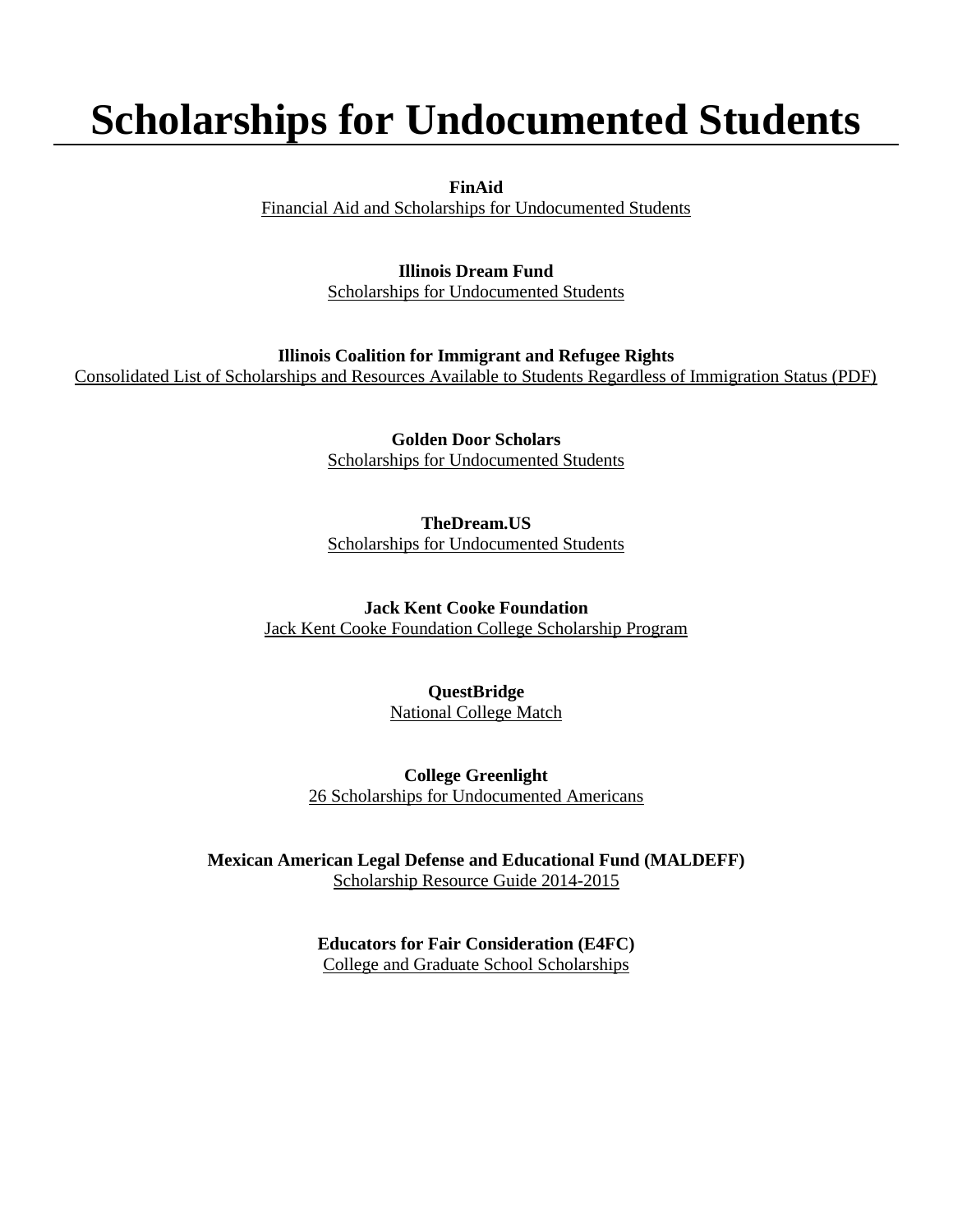# Scholarships for Undocumented Students

**FinAid**
Financial Aid and Scholarships for Undocumented Students

**Illinois Dream Fund**
Scholarships for Undocumented Students

**Illinois Coalition for Immigrant and Refugee Rights**
Consolidated List of Scholarships and Resources Available to Students Regardless of Immigration Status (PDF)

**Golden Door Scholars**
Scholarships for Undocumented Students

**TheDream.US**
Scholarships for Undocumented Students

**Jack Kent Cooke Foundation**
Jack Kent Cooke Foundation College Scholarship Program

**QuestBridge**
National College Match

**College Greenlight**
26 Scholarships for Undocumented Americans

**Mexican American Legal Defense and Educational Fund (MALDEFF)**
Scholarship Resource Guide 2014-2015

**Educators for Fair Consideration (E4FC)**
College and Graduate School Scholarships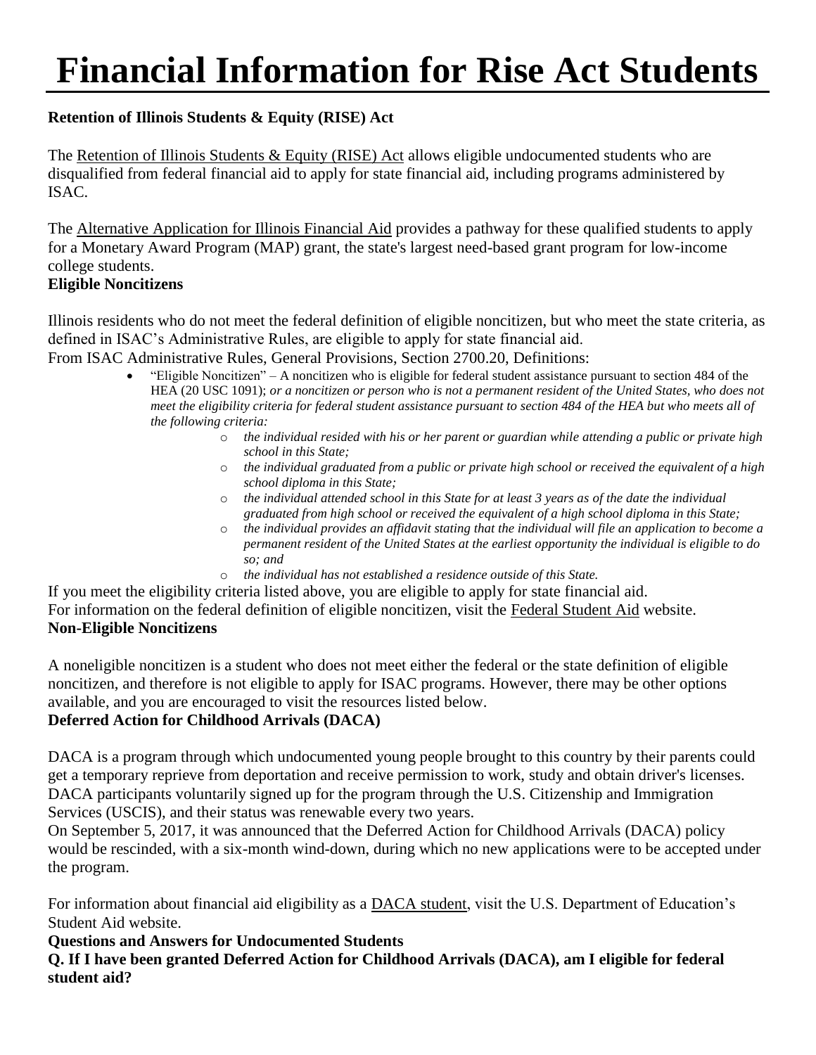# Financial Information for Rise Act Students

**Retention of Illinois Students & Equity (RISE) Act**

The Retention of Illinois Students & Equity (RISE) Act allows eligible undocumented students who are disqualified from federal financial aid to apply for state financial aid, including programs administered by ISAC.

The Alternative Application for Illinois Financial Aid provides a pathway for these qualified students to apply for a Monetary Award Program (MAP) grant, the state's largest need-based grant program for low-income college students.

**Eligible Noncitizens**

Illinois residents who do not meet the federal definition of eligible noncitizen, but who meet the state criteria, as defined in ISAC's Administrative Rules, are eligible to apply for state financial aid.

From ISAC Administrative Rules, General Provisions, Section 2700.20, Definitions:

- "Eligible Noncitizen" – A noncitizen who is eligible for federal student assistance pursuant to section 484 of the HEA (20 USC 1091); *or a noncitizen or person who is not a permanent resident of the United States, who does not meet the eligibility criteria for federal student assistance pursuant to section 484 of the HEA but who meets all of the following criteria:*
  - *the individual resided with his or her parent or guardian while attending a public or private high school in this State;*
  - *the individual graduated from a public or private high school or received the equivalent of a high school diploma in this State;*
  - *the individual attended school in this State for at least 3 years as of the date the individual graduated from high school or received the equivalent of a high school diploma in this State;*
  - *the individual provides an affidavit stating that the individual will file an application to become a permanent resident of the United States at the earliest opportunity the individual is eligible to do so; and*
  - *the individual has not established a residence outside of this State.*

If you meet the eligibility criteria listed above, you are eligible to apply for state financial aid.

For information on the federal definition of eligible noncitizen, visit the Federal Student Aid website.

**Non-Eligible Noncitizens**

A noneligible noncitizen is a student who does not meet either the federal or the state definition of eligible noncitizen, and therefore is not eligible to apply for ISAC programs. However, there may be other options available, and you are encouraged to visit the resources listed below.

**Deferred Action for Childhood Arrivals (DACA)**

DACA is a program through which undocumented young people brought to this country by their parents could get a temporary reprieve from deportation and receive permission to work, study and obtain driver's licenses. DACA participants voluntarily signed up for the program through the U.S. Citizenship and Immigration Services (USCIS), and their status was renewable every two years.

On September 5, 2017, it was announced that the Deferred Action for Childhood Arrivals (DACA) policy would be rescinded, with a six-month wind-down, during which no new applications were to be accepted under the program.

For information about financial aid eligibility as a DACA student, visit the U.S. Department of Education's Student Aid website.

**Questions and Answers for Undocumented Students**

**Q. If I have been granted Deferred Action for Childhood Arrivals (DACA), am I eligible for federal student aid?**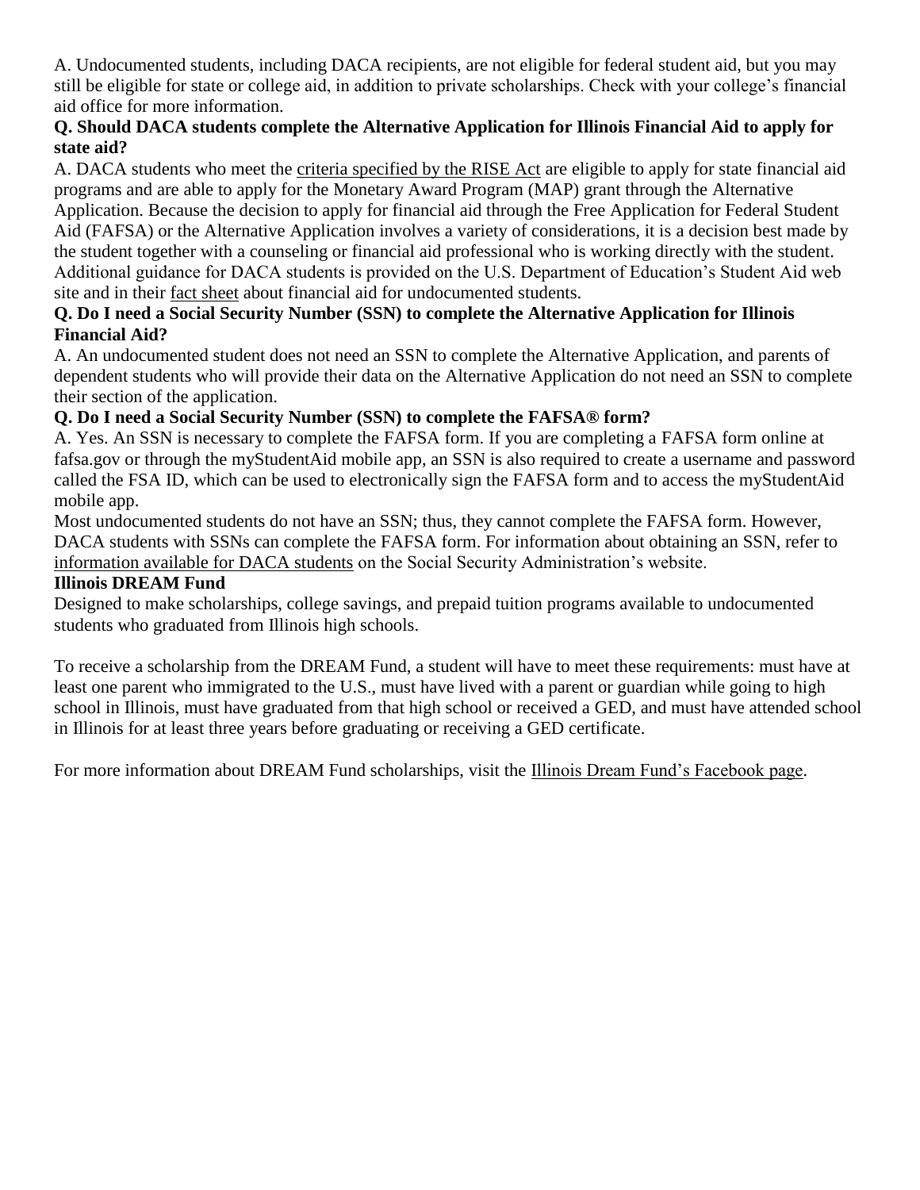A. Undocumented students, including DACA recipients, are not eligible for federal student aid, but you may still be eligible for state or college aid, in addition to private scholarships. Check with your college's financial aid office for more information.

**Q. Should DACA students complete the Alternative Application for Illinois Financial Aid to apply for state aid?**

A. DACA students who meet the criteria specified by the RISE Act are eligible to apply for state financial aid programs and are able to apply for the Monetary Award Program (MAP) grant through the Alternative Application. Because the decision to apply for financial aid through the Free Application for Federal Student Aid (FAFSA) or the Alternative Application involves a variety of considerations, it is a decision best made by the student together with a counseling or financial aid professional who is working directly with the student. Additional guidance for DACA students is provided on the U.S. Department of Education's Student Aid web site and in their fact sheet about financial aid for undocumented students.

**Q. Do I need a Social Security Number (SSN) to complete the Alternative Application for Illinois Financial Aid?**

A. An undocumented student does not need an SSN to complete the Alternative Application, and parents of dependent students who will provide their data on the Alternative Application do not need an SSN to complete their section of the application.

**Q. Do I need a Social Security Number (SSN) to complete the FAFSA® form?**

A. Yes. An SSN is necessary to complete the FAFSA form. If you are completing a FAFSA form online at fafsa.gov or through the myStudentAid mobile app, an SSN is also required to create a username and password called the FSA ID, which can be used to electronically sign the FAFSA form and to access the myStudentAid mobile app.

Most undocumented students do not have an SSN; thus, they cannot complete the FAFSA form. However, DACA students with SSNs can complete the FAFSA form. For information about obtaining an SSN, refer to information available for DACA students on the Social Security Administration's website.

**Illinois DREAM Fund**

Designed to make scholarships, college savings, and prepaid tuition programs available to undocumented students who graduated from Illinois high schools.

To receive a scholarship from the DREAM Fund, a student will have to meet these requirements: must have at least one parent who immigrated to the U.S., must have lived with a parent or guardian while going to high school in Illinois, must have graduated from that high school or received a GED, and must have attended school in Illinois for at least three years before graduating or receiving a GED certificate.

For more information about DREAM Fund scholarships, visit the Illinois Dream Fund's Facebook page.